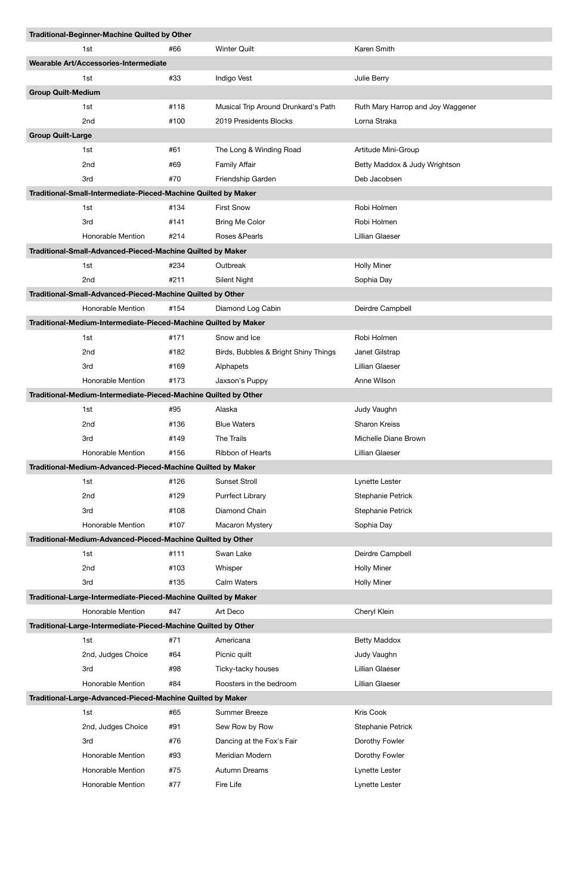| Traditional-Beginner-Machine Quilted by Other | | | |
| --- | --- | --- | --- |
| 1st | #66 | Winter Quilt | Karen Smith |
| **Wearable Art/Accessories-Intermediate** | | | |
| 1st | #33 | Indigo Vest | Julie Berry |
| **Group Quilt-Medium** | | | |
| 1st | #118 | Musical Trip Around Drunkard's Path | Ruth Mary Harrop and Joy Waggener |
| 2nd | #100 | 2019 Presidents Blocks | Lorna Straka |
| **Group Quilt-Large** | | | |
| 1st | #61 | The Long & Winding Road | Artitude Mini-Group |
| 2nd | #69 | Family Affair | Betty Maddox & Judy Wrightson |
| 3rd | #70 | Friendship Garden | Deb Jacobsen |
| **Traditional-Small-Intermediate-Pieced-Machine Quilted by Maker** | | | |
| 1st | #134 | First Snow | Robi Holmen |
| 3rd | #141 | Bring Me Color | Robi Holmen |
| Honorable Mention | #214 | Roses &Pearls | Lillian Glaeser |
| **Traditional-Small-Advanced-Pieced-Machine Quilted by Maker** | | | |
| 1st | #234 | Outbreak | Holly Miner |
| 2nd | #211 | Silent Night | Sophia Day |
| **Traditional-Small-Advanced-Pieced-Machine Quilted by Other** | | | |
| Honorable Mention | #154 | Diamond Log Cabin | Deirdre Campbell |
| **Traditional-Medium-Intermediate-Pieced-Machine Quilted by Maker** | | | |
| 1st | #171 | Snow and Ice | Robi Holmen |
| 2nd | #182 | Birds, Bubbles & Bright Shiny Things | Janet Gilstrap |
| 3rd | #169 | Alphapets | Lillian Glaeser |
| Honorable Mention | #173 | Jaxson's Puppy | Anne Wilson |
| **Traditional-Medium-Intermediate-Pieced-Machine Quilted by Other** | | | |
| 1st | #95 | Alaska | Judy Vaughn |
| 2nd | #136 | Blue Waters | Sharon Kreiss |
| 3rd | #149 | The Trails | Michelle Diane Brown |
| Honorable Mention | #156 | Ribbon of Hearts | Lillian Glaeser |
| **Traditional-Medium-Advanced-Pieced-Machine Quilted by Maker** | | | |
| 1st | #126 | Sunset Stroll | Lynette Lester |
| 2nd | #129 | Purrfect Library | Stephanie Petrick |
| 3rd | #108 | Diamond Chain | Stephanie Petrick |
| Honorable Mention | #107 | Macaron Mystery | Sophia Day |
| **Traditional-Medium-Advanced-Pieced-Machine Quilted by Other** | | | |
| 1st | #111 | Swan Lake | Deirdre Campbell |
| 2nd | #103 | Whisper | Holly Miner |
| 3rd | #135 | Calm Waters | Holly Miner |
| **Traditional-Large-Intermediate-Pieced-Machine Quilted by Maker** | | | |
| Honorable Mention | #47 | Art Deco | Cheryl Klein |
| **Traditional-Large-Intermediate-Pieced-Machine Quilted by Other** | | | |
| 1st | #71 | Americana | Betty Maddox |
| 2nd, Judges Choice | #64 | Picnic quilt | Judy Vaughn |
| 3rd | #98 | Ticky-tacky houses | Lillian Glaeser |
| Honorable Mention | #84 | Roosters in the bedroom | Lillian Glaeser |
| **Traditional-Large-Advanced-Pieced-Machine Quilted by Maker** | | | |
| 1st | #65 | Summer Breeze | Kris Cook |
| 2nd, Judges Choice | #91 | Sew Row by Row | Stephanie Petrick |
| 3rd | #76 | Dancing at the Fox's Fair | Dorothy Fowler |
| Honorable Mention | #93 | Meridian Modern | Dorothy Fowler |
| Honorable Mention | #75 | Autumn Dreams | Lynette Lester |
| Honorable Mention | #77 | Fire Life | Lynette Lester |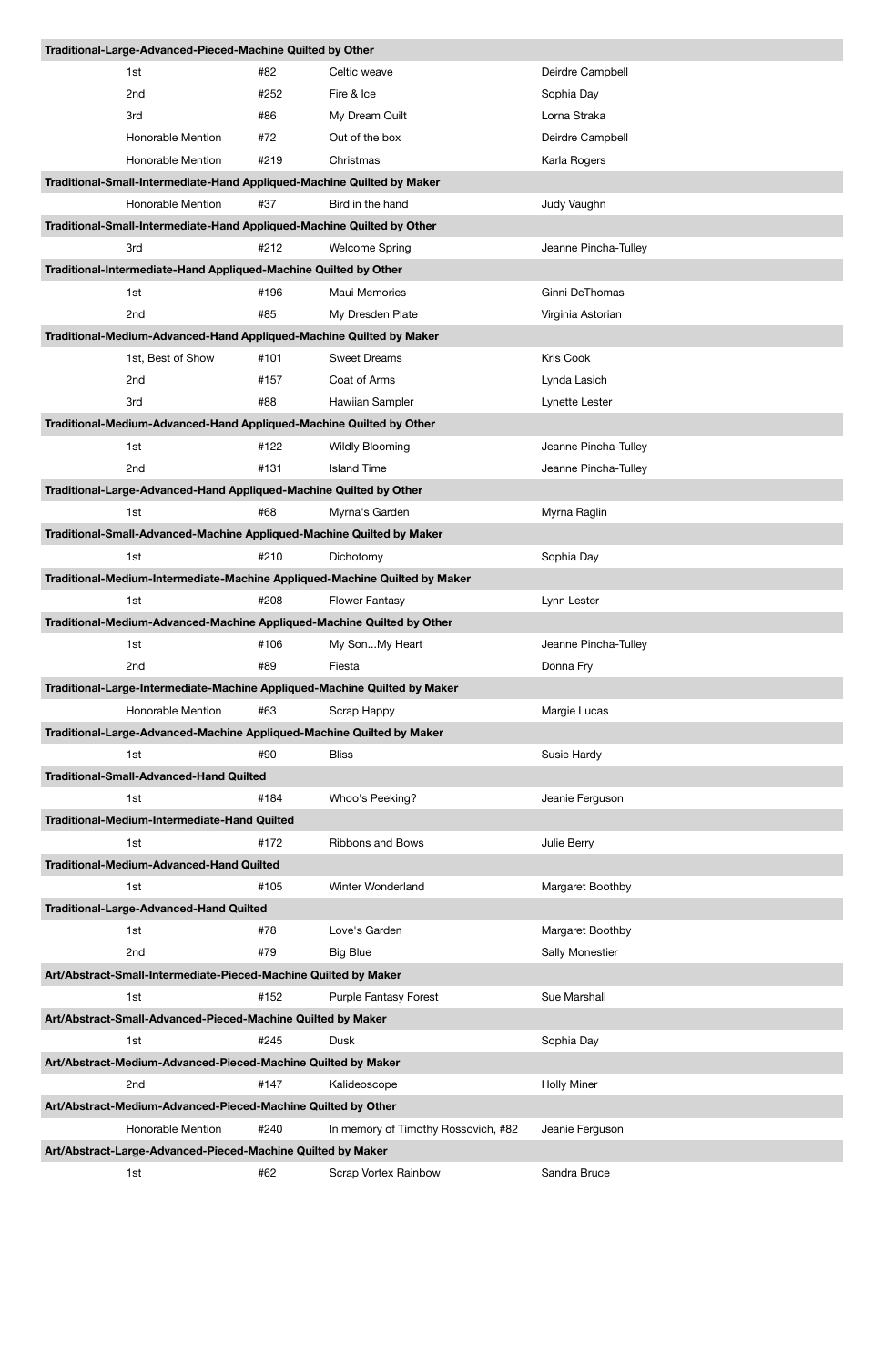| Traditional-Large-Advanced-Pieced-Machine Quilted by Other | | | |
|---|---|---|---|
| 1st | #82 | Celtic weave | Deirdre Campbell |
| 2nd | #252 | Fire & Ice | Sophia Day |
| 3rd | #86 | My Dream Quilt | Lorna Straka |
| Honorable Mention | #72 | Out of the box | Deirdre Campbell |
| Honorable Mention | #219 | Christmas | Karla Rogers |
| **Traditional-Small-Intermediate-Hand Appliqued-Machine Quilted by Maker** | | | |
| Honorable Mention | #37 | Bird in the hand | Judy Vaughn |
| **Traditional-Small-Intermediate-Hand Appliqued-Machine Quilted by Other** | | | |
| 3rd | #212 | Welcome Spring | Jeanne Pincha-Tulley |
| **Traditional-Intermediate-Hand Appliqued-Machine Quilted by Other** | | | |
| 1st | #196 | Maui Memories | Ginni DeThomas |
| 2nd | #85 | My Dresden Plate | Virginia Astorian |
| **Traditional-Medium-Advanced-Hand Appliqued-Machine Quilted by Maker** | | | |
| 1st, Best of Show | #101 | Sweet Dreams | Kris Cook |
| 2nd | #157 | Coat of Arms | Lynda Lasich |
| 3rd | #88 | Hawiian Sampler | Lynette Lester |
| **Traditional-Medium-Advanced-Hand Appliqued-Machine Quilted by Other** | | | |
| 1st | #122 | Wildly Blooming | Jeanne Pincha-Tulley |
| 2nd | #131 | Island Time | Jeanne Pincha-Tulley |
| **Traditional-Large-Advanced-Hand Appliqued-Machine Quilted by Other** | | | |
| 1st | #68 | Myrna's Garden | Myrna Raglin |
| **Traditional-Small-Advanced-Machine Appliqued-Machine Quilted by Maker** | | | |
| 1st | #210 | Dichotomy | Sophia Day |
| **Traditional-Medium-Intermediate-Machine Appliqued-Machine Quilted by Maker** | | | |
| 1st | #208 | Flower Fantasy | Lynn Lester |
| **Traditional-Medium-Advanced-Machine Appliqued-Machine Quilted by Other** | | | |
| 1st | #106 | My Son...My Heart | Jeanne Pincha-Tulley |
| 2nd | #89 | Fiesta | Donna Fry |
| **Traditional-Large-Intermediate-Machine Appliqued-Machine Quilted by Maker** | | | |
| Honorable Mention | #63 | Scrap Happy | Margie Lucas |
| **Traditional-Large-Advanced-Machine Appliqued-Machine Quilted by Maker** | | | |
| 1st | #90 | Bliss | Susie Hardy |
| **Traditional-Small-Advanced-Hand Quilted** | | | |
| 1st | #184 | Whoo's Peeking? | Jeanie Ferguson |
| **Traditional-Medium-Intermediate-Hand Quilted** | | | |
| 1st | #172 | Ribbons and Bows | Julie Berry |
| **Traditional-Medium-Advanced-Hand Quilted** | | | |
| 1st | #105 | Winter Wonderland | Margaret Boothby |
| **Traditional-Large-Advanced-Hand Quilted** | | | |
| 1st | #78 | Love's Garden | Margaret Boothby |
| 2nd | #79 | Big Blue | Sally Monestier |
| **Art/Abstract-Small-Intermediate-Pieced-Machine Quilted by Maker** | | | |
| 1st | #152 | Purple Fantasy Forest | Sue Marshall |
| **Art/Abstract-Small-Advanced-Pieced-Machine Quilted by Maker** | | | |
| 1st | #245 | Dusk | Sophia Day |
| **Art/Abstract-Medium-Advanced-Pieced-Machine Quilted by Maker** | | | |
| 2nd | #147 | Kalideoscope | Holly Miner |
| **Art/Abstract-Medium-Advanced-Pieced-Machine Quilted by Other** | | | |
| Honorable Mention | #240 | In memory of Timothy Rossovich, #82 | Jeanie Ferguson |
| **Art/Abstract-Large-Advanced-Pieced-Machine Quilted by Maker** | | | |
| 1st | #62 | Scrap Vortex Rainbow | Sandra Bruce |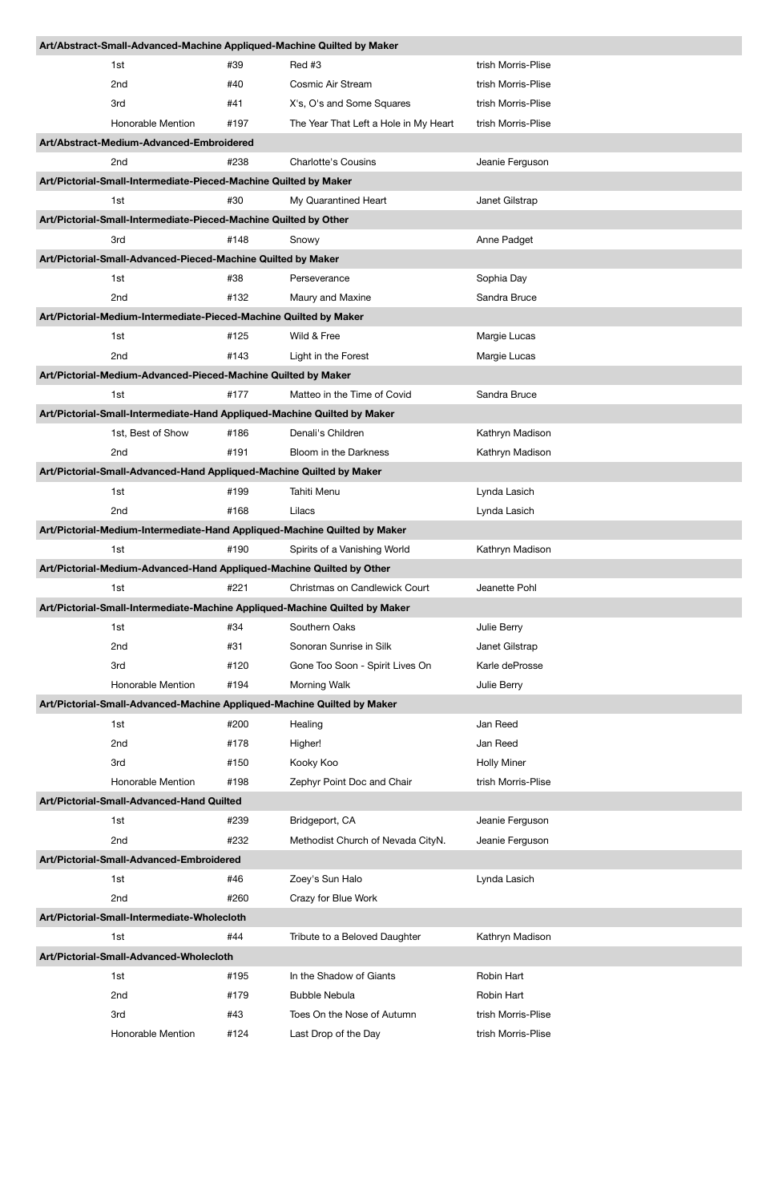| | | | |
|---|---|---|---|
| **Art/Abstract-Small-Advanced-Machine Appliqued-Machine Quilted by Maker** | | | |
| 1st | #39 | Red #3 | trish Morris-Plise |
| 2nd | #40 | Cosmic Air Stream | trish Morris-Plise |
| 3rd | #41 | X's, O's and Some Squares | trish Morris-Plise |
| Honorable Mention | #197 | The Year That Left a Hole in My Heart | trish Morris-Plise |
| **Art/Abstract-Medium-Advanced-Embroidered** | | | |
| 2nd | #238 | Charlotte's Cousins | Jeanie Ferguson |
| **Art/Pictorial-Small-Intermediate-Pieced-Machine Quilted by Maker** | | | |
| 1st | #30 | My Quarantined Heart | Janet Gilstrap |
| **Art/Pictorial-Small-Intermediate-Pieced-Machine Quilted by Other** | | | |
| 3rd | #148 | Snowy | Anne Padget |
| **Art/Pictorial-Small-Advanced-Pieced-Machine Quilted by Maker** | | | |
| 1st | #38 | Perseverance | Sophia Day |
| 2nd | #132 | Maury and Maxine | Sandra Bruce |
| **Art/Pictorial-Medium-Intermediate-Pieced-Machine Quilted by Maker** | | | |
| 1st | #125 | Wild & Free | Margie Lucas |
| 2nd | #143 | Light in the Forest | Margie Lucas |
| **Art/Pictorial-Medium-Advanced-Pieced-Machine Quilted by Maker** | | | |
| 1st | #177 | Matteo in the Time of Covid | Sandra Bruce |
| **Art/Pictorial-Small-Intermediate-Hand Appliqued-Machine Quilted by Maker** | | | |
| 1st, Best of Show | #186 | Denali's Children | Kathryn Madison |
| 2nd | #191 | Bloom in the Darkness | Kathryn Madison |
| **Art/Pictorial-Small-Advanced-Hand Appliqued-Machine Quilted by Maker** | | | |
| 1st | #199 | Tahiti Menu | Lynda Lasich |
| 2nd | #168 | Lilacs | Lynda Lasich |
| **Art/Pictorial-Medium-Intermediate-Hand Appliqued-Machine Quilted by Maker** | | | |
| 1st | #190 | Spirits of a Vanishing World | Kathryn Madison |
| **Art/Pictorial-Medium-Advanced-Hand Appliqued-Machine Quilted by Other** | | | |
| 1st | #221 | Christmas on Candlewick Court | Jeanette Pohl |
| **Art/Pictorial-Small-Intermediate-Machine Appliqued-Machine Quilted by Maker** | | | |
| 1st | #34 | Southern Oaks | Julie Berry |
| 2nd | #31 | Sonoran Sunrise in Silk | Janet Gilstrap |
| 3rd | #120 | Gone Too Soon - Spirit Lives On | Karle deProsse |
| Honorable Mention | #194 | Morning Walk | Julie Berry |
| **Art/Pictorial-Small-Advanced-Machine Appliqued-Machine Quilted by Maker** | | | |
| 1st | #200 | Healing | Jan Reed |
| 2nd | #178 | Higher! | Jan Reed |
| 3rd | #150 | Kooky Koo | Holly Miner |
| Honorable Mention | #198 | Zephyr Point Doc and Chair | trish Morris-Plise |
| **Art/Pictorial-Small-Advanced-Hand Quilted** | | | |
| 1st | #239 | Bridgeport, CA | Jeanie Ferguson |
| 2nd | #232 | Methodist Church of Nevada CityN. | Jeanie Ferguson |
| **Art/Pictorial-Small-Advanced-Embroidered** | | | |
| 1st | #46 | Zoey's Sun Halo | Lynda Lasich |
| 2nd | #260 | Crazy for Blue Work | |
| **Art/Pictorial-Small-Intermediate-Wholecloth** | | | |
| 1st | #44 | Tribute to a Beloved Daughter | Kathryn Madison |
| **Art/Pictorial-Small-Advanced-Wholecloth** | | | |
| 1st | #195 | In the Shadow of Giants | Robin Hart |
| 2nd | #179 | Bubble Nebula | Robin Hart |
| 3rd | #43 | Toes On the Nose of Autumn | trish Morris-Plise |
| Honorable Mention | #124 | Last Drop of the Day | trish Morris-Plise |